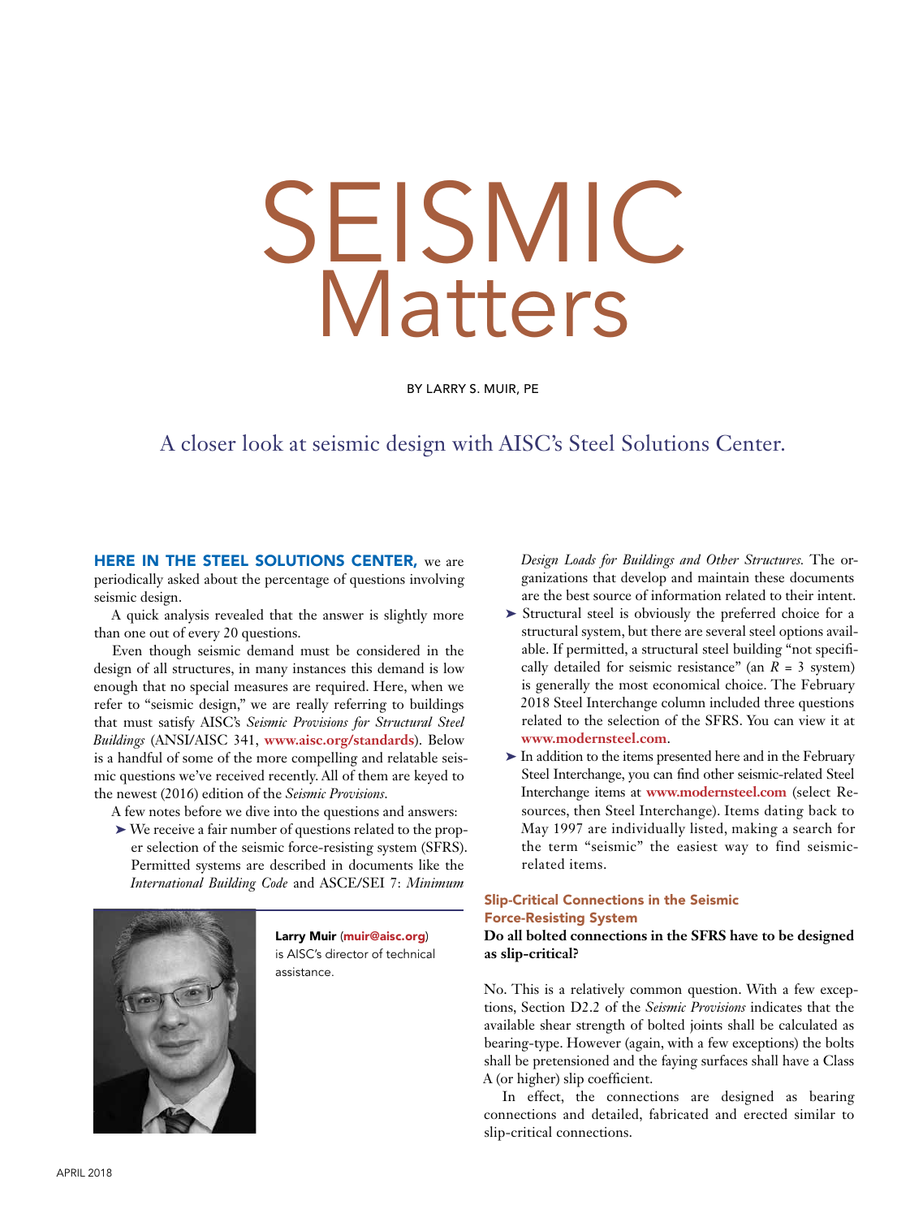# SEISMIC Matters

BY LARRY S. MUIR, PE

## A closer look at seismic design with AISC's Steel Solutions Center.

**HERE IN THE STEEL SOLUTIONS CENTER,** we are periodically asked about the percentage of questions involving seismic design.

A quick analysis revealed that the answer is slightly more than one out of every 20 questions.

Even though seismic demand must be considered in the design of all structures, in many instances this demand is low enough that no special measures are required. Here, when we refer to "seismic design," we are really referring to buildings that must satisfy AISC's *Seismic Provisions for Structural Steel Buildings* (ANSI/AISC 341, **www.aisc.org/standards**). Below is a handful of some of the more compelling and relatable seismic questions we've received recently. All of them are keyed to the newest (2016) edition of the *Seismic Provisions*.

A few notes before we dive into the questions and answers:

- We receive a fair number of questions related to the proper selection of the seismic force-resisting system (SFRS). Permitted systems are described in documents like the *International Building Code* and ASCE/SEI 7: *Minimum Design Loads for Buildings and Other Structures.* The organizations that develop and maintain these documents are the best source of information related to their intent.
- Structural steel is obviously the preferred choice for a structural system, but there are several steel options available. If permitted, a structural steel building "not specifically detailed for seismic resistance" (an $R$ = 3 system) is generally the most economical choice. The February 2018 Steel Interchange column included three questions related to the selection of the SFRS. You can view it at **www.modernsteel.com**.
- In addition to the items presented here and in the February Steel Interchange, you can find other seismic-related Steel Interchange items at **www.modernsteel.com** (select Resources, then Steel Interchange). Items dating back to May 1997 are individually listed, making a search for the term "seismic" the easiest way to find seismic-related items.

**Larry Muir** (**muir@aisc.org**) is AISC's director of technical assistance.

### Slip-Critical Connections in the Seismic Force-Resisting System

**Do all bolted connections in the SFRS have to be designed as slip-critical?**

No. This is a relatively common question. With a few exceptions, Section D2.2 of the *Seismic Provisions* indicates that the available shear strength of bolted joints shall be calculated as bearing-type. However (again, with a few exceptions) the bolts shall be pretensioned and the faying surfaces shall have a Class A (or higher) slip coefficient.

In effect, the connections are designed as bearing connections and detailed, fabricated and erected similar to slip-critical connections.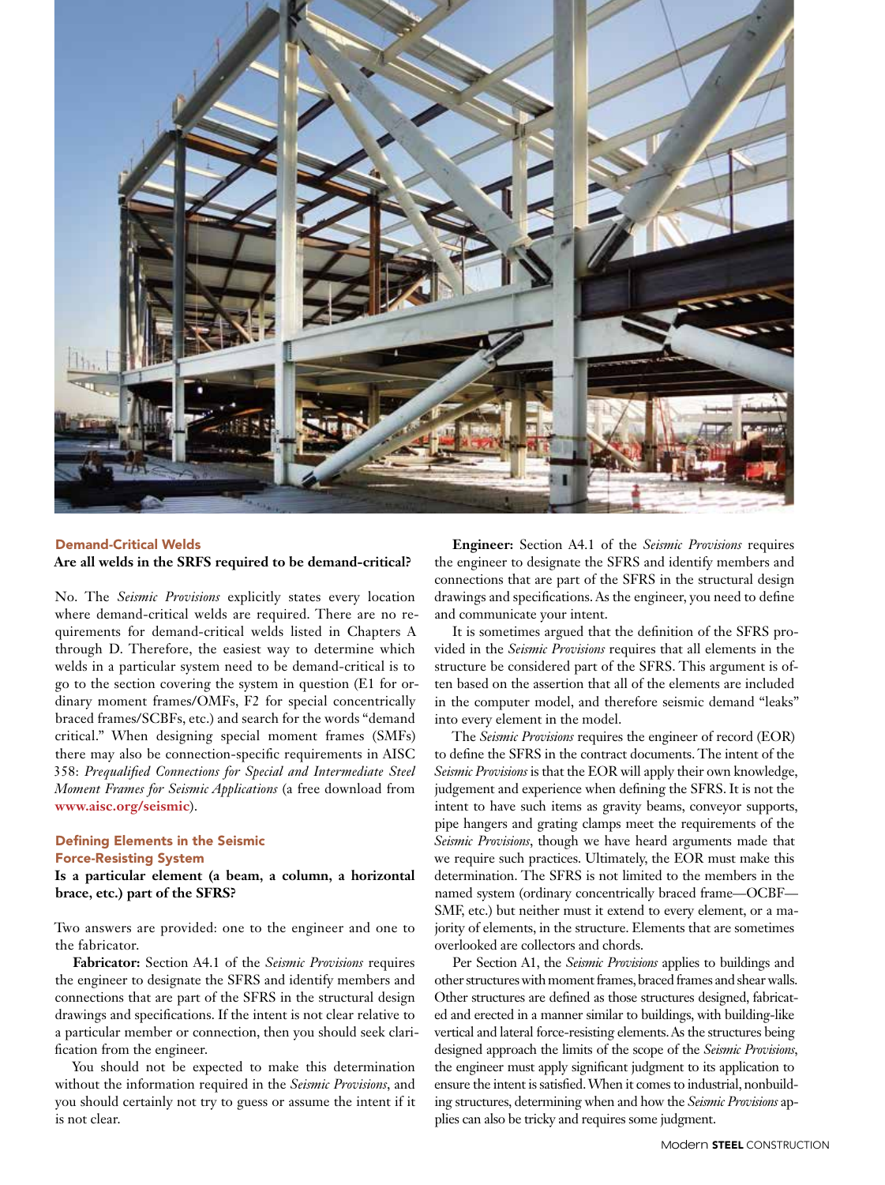## Demand-Critical Welds

**Are all welds in the SRFS required to be demand-critical?**

No. The *Seismic Provisions* explicitly states every location where demand-critical welds are required. There are no requirements for demand-critical welds listed in Chapters A through D. Therefore, the easiest way to determine which welds in a particular system need to be demand-critical is to go to the section covering the system in question (E1 for ordinary moment frames/OMFs, F2 for special concentrically braced frames/SCBFs, etc.) and search for the words "demand critical." When designing special moment frames (SMFs) there may also be connection-specific requirements in AISC 358: *Prequalified Connections for Special and Intermediate Steel Moment Frames for Seismic Applications* (a free download from **www.aisc.org/seismic**).

## Defining Elements in the Seismic Force-Resisting System

**Is a particular element (a beam, a column, a horizontal brace, etc.) part of the SFRS?**

Two answers are provided: one to the engineer and one to the fabricator.

**Fabricator:** Section A4.1 of the *Seismic Provisions* requires the engineer to designate the SFRS and identify members and connections that are part of the SFRS in the structural design drawings and specifications. If the intent is not clear relative to a particular member or connection, then you should seek clarification from the engineer.

You should not be expected to make this determination without the information required in the *Seismic Provisions*, and you should certainly not try to guess or assume the intent if it is not clear.

**Engineer:** Section A4.1 of the *Seismic Provisions* requires the engineer to designate the SFRS and identify members and connections that are part of the SFRS in the structural design drawings and specifications. As the engineer, you need to define and communicate your intent.

It is sometimes argued that the definition of the SFRS provided in the *Seismic Provisions* requires that all elements in the structure be considered part of the SFRS. This argument is often based on the assertion that all of the elements are included in the computer model, and therefore seismic demand "leaks" into every element in the model.

The *Seismic Provisions* requires the engineer of record (EOR) to define the SFRS in the contract documents. The intent of the *Seismic Provisions* is that the EOR will apply their own knowledge, judgement and experience when defining the SFRS. It is not the intent to have such items as gravity beams, conveyor supports, pipe hangers and grating clamps meet the requirements of the *Seismic Provisions*, though we have heard arguments made that we require such practices. Ultimately, the EOR must make this determination. The SFRS is not limited to the members in the named system (ordinary concentrically braced frame—OCBF—SMF, etc.) but neither must it extend to every element, or a majority of elements, in the structure. Elements that are sometimes overlooked are collectors and chords.

Per Section A1, the *Seismic Provisions* applies to buildings and other structures with moment frames, braced frames and shear walls. Other structures are defined as those structures designed, fabricated and erected in a manner similar to buildings, with building-like vertical and lateral force-resisting elements. As the structures being designed approach the limits of the scope of the *Seismic Provisions*, the engineer must apply significant judgment to its application to ensure the intent is satisfied. When it comes to industrial, nonbuilding structures, determining when and how the *Seismic Provisions* applies can also be tricky and requires some judgment.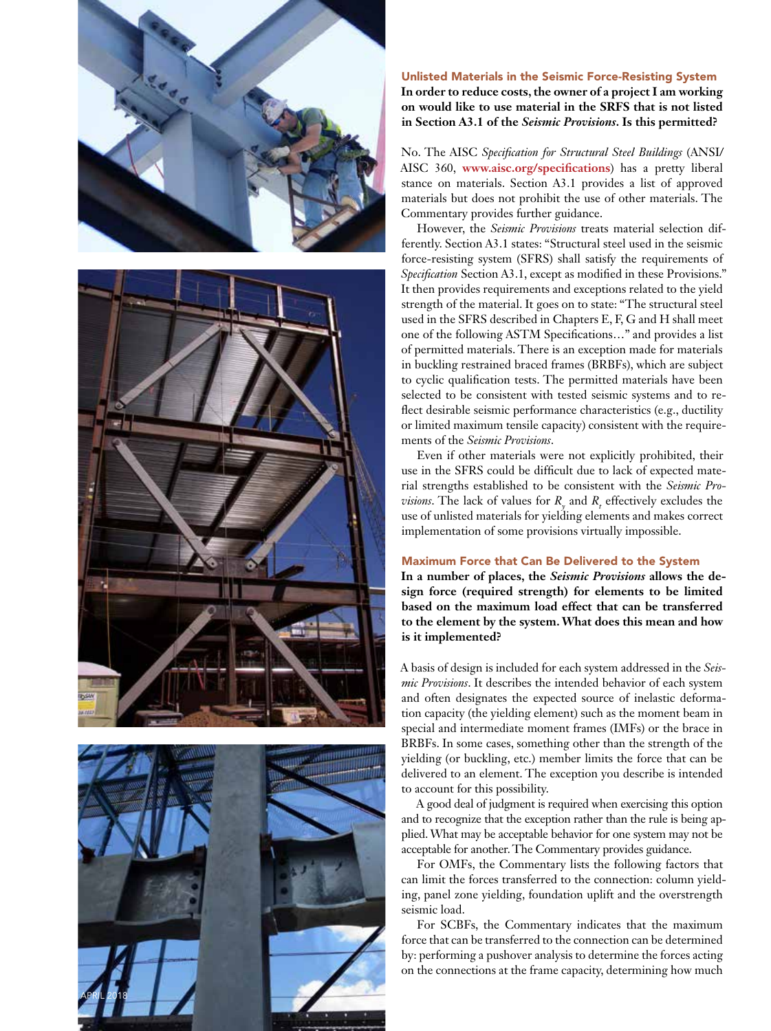### Unlisted Materials in the Seismic Force-Resisting System

**In order to reduce costs, the owner of a project I am working on would like to use material in the SRFS that is not listed in Section A3.1 of the *Seismic Provisions*. Is this permitted?**

No. The AISC *Specification for Structural Steel Buildings* (ANSI/AISC 360, **www.aisc.org/specifications**) has a pretty liberal stance on materials. Section A3.1 provides a list of approved materials but does not prohibit the use of other materials. The Commentary provides further guidance.

However, the *Seismic Provisions* treats material selection differently. Section A3.1 states: "Structural steel used in the seismic force-resisting system (SFRS) shall satisfy the requirements of *Specification* Section A3.1, except as modified in these Provisions." It then provides requirements and exceptions related to the yield strength of the material. It goes on to state: "The structural steel used in the SFRS described in Chapters E, F, G and H shall meet one of the following ASTM Specifications…" and provides a list of permitted materials. There is an exception made for materials in buckling restrained braced frames (BRBFs), which are subject to cyclic qualification tests. The permitted materials have been selected to be consistent with tested seismic systems and to reflect desirable seismic performance characteristics (e.g., ductility or limited maximum tensile capacity) consistent with the requirements of the *Seismic Provisions*.

Even if other materials were not explicitly prohibited, their use in the SFRS could be difficult due to lack of expected material strengths established to be consistent with the *Seismic Provisions*. The lack of values for $R_y$ and $R_t$ effectively excludes the use of unlisted materials for yielding elements and makes correct implementation of some provisions virtually impossible.

### Maximum Force that Can Be Delivered to the System

**In a number of places, the *Seismic Provisions* allows the design force (required strength) for elements to be limited based on the maximum load effect that can be transferred to the element by the system. What does this mean and how is it implemented?**

A basis of design is included for each system addressed in the *Seismic Provisions*. It describes the intended behavior of each system and often designates the expected source of inelastic deformation capacity (the yielding element) such as the moment beam in special and intermediate moment frames (IMFs) or the brace in BRBFs. In some cases, something other than the strength of the yielding (or buckling, etc.) member limits the force that can be delivered to an element. The exception you describe is intended to account for this possibility.

A good deal of judgment is required when exercising this option and to recognize that the exception rather than the rule is being applied. What may be acceptable behavior for one system may not be acceptable for another. The Commentary provides guidance.

For OMFs, the Commentary lists the following factors that can limit the forces transferred to the connection: column yielding, panel zone yielding, foundation uplift and the overstrength seismic load.

For SCBFs, the Commentary indicates that the maximum force that can be transferred to the connection can be determined by: performing a pushover analysis to determine the forces acting on the connections at the frame capacity, determining how much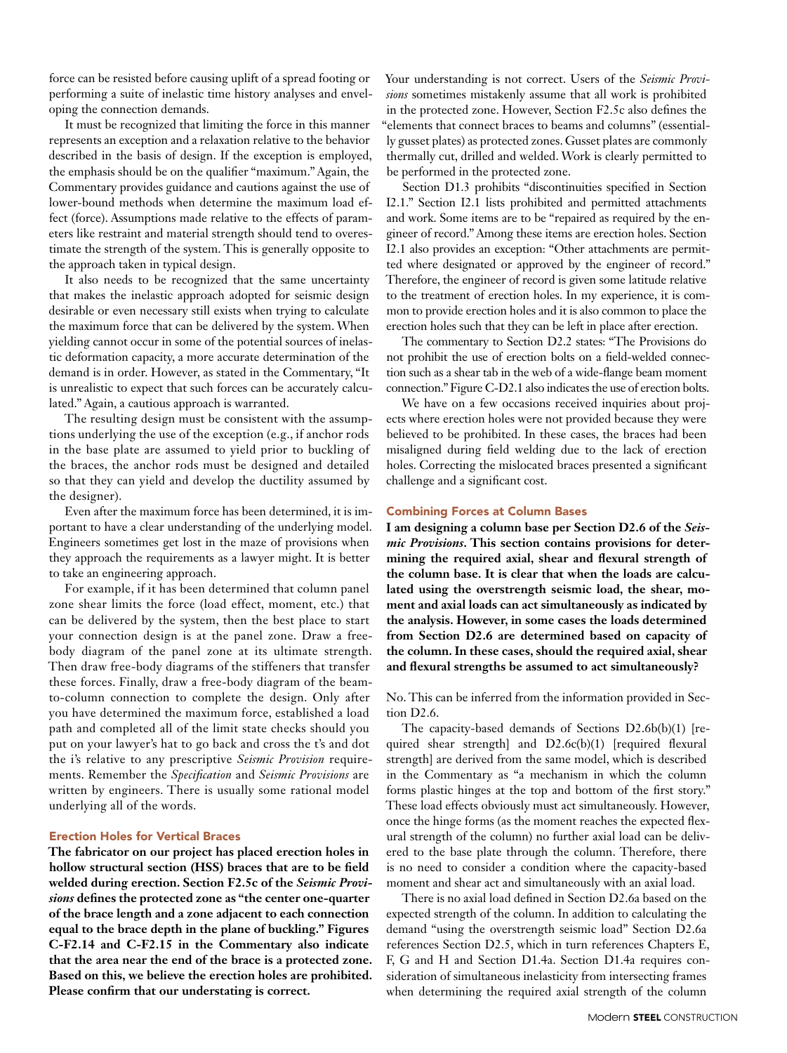force can be resisted before causing uplift of a spread footing or performing a suite of inelastic time history analyses and enveloping the connection demands.

It must be recognized that limiting the force in this manner represents an exception and a relaxation relative to the behavior described in the basis of design. If the exception is employed, the emphasis should be on the qualifier "maximum." Again, the Commentary provides guidance and cautions against the use of lower-bound methods when determine the maximum load effect (force). Assumptions made relative to the effects of parameters like restraint and material strength should tend to overestimate the strength of the system. This is generally opposite to the approach taken in typical design.

It also needs to be recognized that the same uncertainty that makes the inelastic approach adopted for seismic design desirable or even necessary still exists when trying to calculate the maximum force that can be delivered by the system. When yielding cannot occur in some of the potential sources of inelastic deformation capacity, a more accurate determination of the demand is in order. However, as stated in the Commentary, "It is unrealistic to expect that such forces can be accurately calculated." Again, a cautious approach is warranted.

The resulting design must be consistent with the assumptions underlying the use of the exception (e.g., if anchor rods in the base plate are assumed to yield prior to buckling of the braces, the anchor rods must be designed and detailed so that they can yield and develop the ductility assumed by the designer).

Even after the maximum force has been determined, it is important to have a clear understanding of the underlying model. Engineers sometimes get lost in the maze of provisions when they approach the requirements as a lawyer might. It is better to take an engineering approach.

For example, if it has been determined that column panel zone shear limits the force (load effect, moment, etc.) that can be delivered by the system, then the best place to start your connection design is at the panel zone. Draw a free-body diagram of the panel zone at its ultimate strength. Then draw free-body diagrams of the stiffeners that transfer these forces. Finally, draw a free-body diagram of the beam-to-column connection to complete the design. Only after you have determined the maximum force, established a load path and completed all of the limit state checks should you put on your lawyer's hat to go back and cross the t's and dot the i's relative to any prescriptive *Seismic Provision* requirements. Remember the *Specification* and *Seismic Provisions* are written by engineers. There is usually some rational model underlying all of the words.

## Erection Holes for Vertical Braces

**The fabricator on our project has placed erection holes in hollow structural section (HSS) braces that are to be field welded during erection. Section F2.5c of the *Seismic Provisions* defines the protected zone as "the center one-quarter of the brace length and a zone adjacent to each connection equal to the brace depth in the plane of buckling." Figures C-F2.14 and C-F2.15 in the Commentary also indicate that the area near the end of the brace is a protected zone. Based on this, we believe the erection holes are prohibited. Please confirm that our understating is correct.**

Your understanding is not correct. Users of the *Seismic Provisions* sometimes mistakenly assume that all work is prohibited in the protected zone. However, Section F2.5c also defines the "elements that connect braces to beams and columns" (essentially gusset plates) as protected zones. Gusset plates are commonly thermally cut, drilled and welded. Work is clearly permitted to be performed in the protected zone.

Section D1.3 prohibits "discontinuities specified in Section I2.1." Section I2.1 lists prohibited and permitted attachments and work. Some items are to be "repaired as required by the engineer of record." Among these items are erection holes. Section I2.1 also provides an exception: "Other attachments are permitted where designated or approved by the engineer of record." Therefore, the engineer of record is given some latitude relative to the treatment of erection holes. In my experience, it is common to provide erection holes and it is also common to place the erection holes such that they can be left in place after erection.

The commentary to Section D2.2 states: "The Provisions do not prohibit the use of erection bolts on a field-welded connection such as a shear tab in the web of a wide-flange beam moment connection." Figure C-D2.1 also indicates the use of erection bolts.

We have on a few occasions received inquiries about projects where erection holes were not provided because they were believed to be prohibited. In these cases, the braces had been misaligned during field welding due to the lack of erection holes. Correcting the mislocated braces presented a significant challenge and a significant cost.

## Combining Forces at Column Bases

**I am designing a column base per Section D2.6 of the *Seismic Provisions*. This section contains provisions for determining the required axial, shear and flexural strength of the column base. It is clear that when the loads are calculated using the overstrength seismic load, the shear, moment and axial loads can act simultaneously as indicated by the analysis. However, in some cases the loads determined from Section D2.6 are determined based on capacity of the column. In these cases, should the required axial, shear and flexural strengths be assumed to act simultaneously?**

No. This can be inferred from the information provided in Section D2.6.

The capacity-based demands of Sections D2.6b(b)(1) [required shear strength] and D2.6c(b)(1) [required flexural strength] are derived from the same model, which is described in the Commentary as "a mechanism in which the column forms plastic hinges at the top and bottom of the first story." These load effects obviously must act simultaneously. However, once the hinge forms (as the moment reaches the expected flexural strength of the column) no further axial load can be delivered to the base plate through the column. Therefore, there is no need to consider a condition where the capacity-based moment and shear act and simultaneously with an axial load.

There is no axial load defined in Section D2.6a based on the expected strength of the column. In addition to calculating the demand "using the overstrength seismic load" Section D2.6a references Section D2.5, which in turn references Chapters E, F, G and H and Section D1.4a. Section D1.4a requires consideration of simultaneous inelasticity from intersecting frames when determining the required axial strength of the column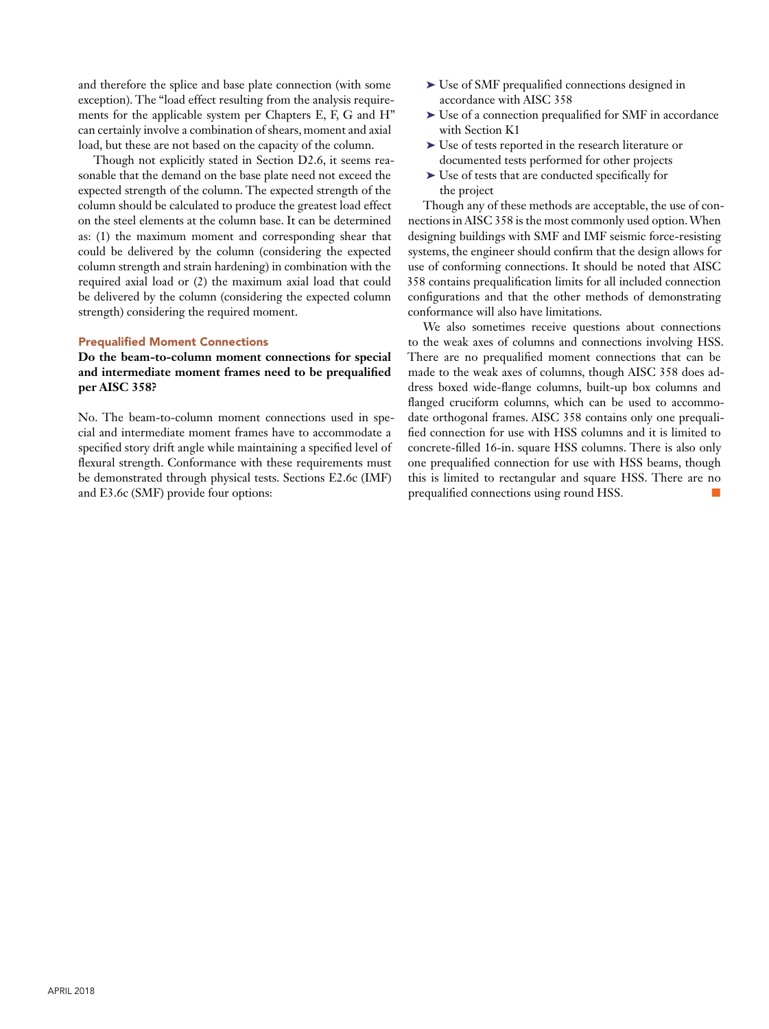and therefore the splice and base plate connection (with some exception). The "load effect resulting from the analysis requirements for the applicable system per Chapters E, F, G and H" can certainly involve a combination of shears, moment and axial load, but these are not based on the capacity of the column.

Though not explicitly stated in Section D2.6, it seems reasonable that the demand on the base plate need not exceed the expected strength of the column. The expected strength of the column should be calculated to produce the greatest load effect on the steel elements at the column base. It can be determined as: (1) the maximum moment and corresponding shear that could be delivered by the column (considering the expected column strength and strain hardening) in combination with the required axial load or (2) the maximum axial load that could be delivered by the column (considering the expected column strength) considering the required moment.

### Prequalified Moment Connections

**Do the beam-to-column moment connections for special and intermediate moment frames need to be prequalified per AISC 358?**

No. The beam-to-column moment connections used in special and intermediate moment frames have to accommodate a specified story drift angle while maintaining a specified level of flexural strength. Conformance with these requirements must be demonstrated through physical tests. Sections E2.6c (IMF) and E3.6c (SMF) provide four options:

- Use of SMF prequalified connections designed in accordance with AISC 358
- Use of a connection prequalified for SMF in accordance with Section K1
- Use of tests reported in the research literature or documented tests performed for other projects
- Use of tests that are conducted specifically for the project

Though any of these methods are acceptable, the use of connections in AISC 358 is the most commonly used option. When designing buildings with SMF and IMF seismic force-resisting systems, the engineer should confirm that the design allows for use of conforming connections. It should be noted that AISC 358 contains prequalification limits for all included connection configurations and that the other methods of demonstrating conformance will also have limitations.

We also sometimes receive questions about connections to the weak axes of columns and connections involving HSS. There are no prequalified moment connections that can be made to the weak axes of columns, though AISC 358 does address boxed wide-flange columns, built-up box columns and flanged cruciform columns, which can be used to accommodate orthogonal frames. AISC 358 contains only one prequalified connection for use with HSS columns and it is limited to concrete-filled 16-in. square HSS columns. There is also only one prequalified connection for use with HSS beams, though this is limited to rectangular and square HSS. There are no prequalified connections using round HSS.